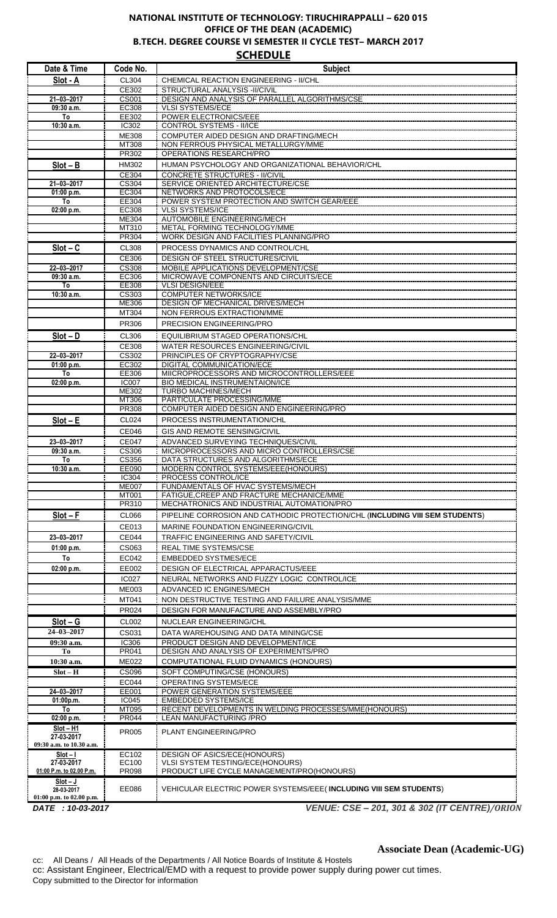**NATIONAL INSTITUTE OF TECHNOLOGY: TIRUCHIRAPPALLI – 620 015**
**OFFICE OF THE DEAN (ACADEMIC)**
**B.TECH. DEGREE COURSE VI SEMESTER II CYCLE TEST– MARCH 2017**

## SCHEDULE

| Date & Time | Code No. | Subject |
|---|---|---|
| **Slot - A** | CL304 | CHEMICAL REACTION ENGINEERING - II/CHL |
| | CE302 | STRUCTURAL ANALYSIS -II/CIVIL |
| 21–03–2017 | CS001 | DESIGN AND ANALYSIS OF PARALLEL ALGORITHMS/CSE |
| 09:30 a.m. | EC308 | VLSI SYSTEMS/ECE |
| To | EE302 | POWER ELECTRONICS/EEE |
| 10:30 a.m. | IC302 | CONTROL SYSTEMS - II/ICE |
| | ME308 | COMPUTER AIDED DESIGN AND DRAFTING/MECH |
| | MT308 | NON FERROUS PHYSICAL METALLURGY/MME |
| | PR302 | OPERATIONS RESEARCH/PRO |
| **Slot – B** | HM302 | HUMAN PSYCHOLOGY AND ORGANIZATIONAL BEHAVIOR/CHL |
| | CE304 | CONCRETE STRUCTURES - II/CIVIL |
| 21–03–2017 | CS304 | SERVICE ORIENTED ARCHITECTURE/CSE |
| 01:00 p.m. | EC304 | NETWORKS AND PROTOCOLS/ECE |
| To | EE304 | POWER SYSTEM PROTECTION AND SWITCH GEAR/EEE |
| 02:00 p.m. | EC308 | VLSI SYSTEMS/ICE |
| | ME304 | AUTOMOBILE ENGINEERING/MECH |
| | MT310 | METAL FORMING TECHNOLOGY/MME |
| | PR304 | WORK DESIGN AND FACILITIES PLANNING/PRO |
| **Slot – C** | CL308 | PROCESS DYNAMICS AND CONTROL/CHL |
| | CE306 | DESIGN OF STEEL STRUCTURES/CIVIL |
| 22–03–2017 | CS308 | MOBILE APPLICATIONS DEVELOPMENT/CSE |
| 09:30 a.m. | EC306 | MICROWAVE COMPONENTS AND CIRCUITS/ECE |
| To | EE308 | VLSI DESIGN/EEE |
| 10:30 a.m. | CS303 | COMPUTER NETWORKS/ICE |
| | ME306 | DESIGN OF MECHANICAL DRIVES/MECH |
| | MT304 | NON FERROUS EXTRACTION/MME |
| | PR306 | PRECISION ENGINEERING/PRO |
| **Slot – D** | CL306 | EQUILIBRIUM STAGED OPERATIONS/CHL |
| | CE308 | WATER RESOURCES ENGINEERING/CIVIL |
| 22–03–2017 | CS302 | PRINCIPLES OF CRYPTOGRAPHY/CSE |
| 01:00 p.m. | EC302 | DIGITAL COMMUNICATION/ECE |
| To | EE306 | MIICROPROCESSORS AND MICROCONTROLLERS/EEE |
| 02:00 p.m. | IC007 | BIO MEDICAL INSTRUMENTAION/ICE |
| | ME302 | TURBO MACHINES/MECH |
| | MT306 | PARTICULATE PROCESSING/MME |
| | PR308 | COMPUTER AIDED DESIGN AND ENGINEERING/PRO |
| **Slot – E** | CL024 | PROCESS INSTRUMENTATION/CHL |
| | CE046 | GIS AND REMOTE SENSING/CIVIL |
| 23–03–2017 | CE047 | ADVANCED SURVEYING TECHNIQUES/CIVIL |
| 09:30 a.m. | CS306 | MICROPROCESSORS AND MICRO CONTROLLERS/CSE |
| To | CS356 | DATA STRUCTURES AND ALGORITHMS/ECE |
| 10:30 a.m. | EE090 | MODERN CONTROL SYSTEMS/EEE(HONOURS) |
| | IC304 | PROCESS CONTROL/ICE |
| | ME007 | FUNDAMENTALS OF HVAC SYSTEMS/MECH |
| | MT001 | FATIGUE,CREEP AND FRACTURE MECHANICE/MME |
| | PR310 | MECHATRONICS AND INDUSTRIAL AUTOMATION/PRO |
| **Slot – F** | CL066 | PIPELINE CORROSION AND CATHODIC PROTECTION/CHL (**INCLUDING VIII SEM STUDENTS**) |
| | CE013 | MARINE FOUNDATION ENGINEERING/CIVIL |
| 23–03–2017 | CE044 | TRAFFIC ENGINEERING AND SAFETY/CIVIL |
| 01:00 p.m. | CS063 | REAL TIME SYSTEMS/CSE |
| To | EC042 | EMBEDDED SYSTMES/ECE |
| 02:00 p.m. | EE002 | DESIGN OF ELECTRICAL APPARACTUS/EEE |
| | IC027 | NEURAL NETWORKS AND FUZZY LOGIC CONTROL/ICE |
| | ME003 | ADVANCED IC ENGINES/MECH |
| | MT041 | NON DESTRUCTIVE TESTING AND FAILURE ANALYSIS/MME |
| | PR024 | DESIGN FOR MANUFACTURE AND ASSEMBLY/PRO |
| **Slot – G** | CL002 | NUCLEAR ENGINEERING/CHL |
| 24–03–2017 | CS031 | DATA WAREHOUSING AND DATA MINING/CSE |
| 09:30 a.m. | IC306 | PRODUCT DESIGN AND DEVELOPMENT/ICE |
| To | PR041 | DESIGN AND ANALYSIS OF EXPERIMENTS/PRO |
| 10:30 a.m. | ME022 | COMPUTATIONAL FLUID DYNAMICS (HONOURS) |
| **Slot – H** | CS096 | SOFT COMPUTING/CSE (HONOURS) |
| | EC044 | OPERATING SYSTEMS/ECE |
| 24–03–2017 | EE001 | POWER GENERATION SYSTEMS/EEE |
| 01:00p.m. | IC045 | EMBEDDED SYSTEMS/ICE |
| To | MT095 | RECENT DEVELOPMENTS IN WELDING PROCESSES/MME(HONOURS) |
| 02:00 p.m. | PR044 | LEAN MANUFACTURING /PRO |
| **Slot – H1** 27-03-2017 09:30 a.m. to 10.30 a.m. | PR005 | PLANT ENGINEERING/PRO |
| **Slot – I** 27-03-2017 01:00 P.m. to 02:00 P.m. | EC102 | DESIGN OF ASICS/ECE(HONOURS) |
| | EC100 | VLSI SYSTEM TESTING/ECE(HONOURS) |
| | PR098 | PRODUCT LIFE CYCLE MANAGEMENT/PRO(HONOURS) |
| **Slot – J** 28-03-2017 01:00 p.m. to 02:00 p.m. | EE086 | VEHICULAR ELECTRIC POWER SYSTEMS/EEE( **INCLUDING VIII SEM STUDENTS**) |

***DATE : 10-03-2017***

***VENUE: CSE – 201, 301 & 302 (IT CENTRE)/ORION***

**Associate Dean (Academic-UG)**

cc: All Deans / All Heads of the Departments / All Notice Boards of Institute & Hostels
cc: Assistant Engineer, Electrical/EMD with a request to provide power supply during power cut times.
Copy submitted to the Director for information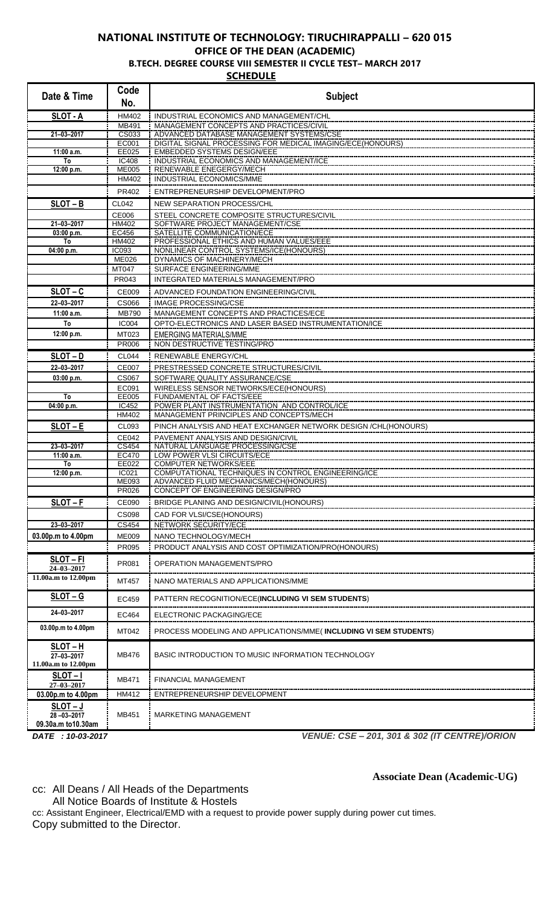# NATIONAL INSTITUTE OF TECHNOLOGY: TIRUCHIRAPPALLI – 620 015

## OFFICE OF THE DEAN (ACADEMIC)

### B.TECH. DEGREE COURSE VIII SEMESTER II CYCLE TEST– MARCH 2017

**SCHEDULE**

| Date & Time | Code No. | Subject |
|---|---|---|
| **SLOT - A** | HM402 | INDUSTRIAL ECONOMICS AND MANAGEMENT/CHL |
| | MB491 | MANAGEMENT CONCEPTS AND PRACTICES/CIVIL |
| 21–03–2017 | CS033 | ADVANCED DATABASE MANAGEMENT SYSTEMS/CSE |
| | EC001 | DIGITAL SIGNAL PROCESSING FOR MEDICAL IMAGING/ECE(HONOURS) |
| 11:00 a.m. | EE025 | EMBEDDED SYSTEMS DESIGN/EEE |
| To | IC408 | INDUSTRIAL ECONOMICS AND MANAGEMENT/ICE |
| 12:00 p.m. | ME005 | RENEWABLE ENEGERGY/MECH |
| | HM402 | INDUSTRIAL ECONOMICS/MME |
| | PR402 | ENTREPRENEURSHIP DEVELOPMENT/PRO |
| **SLOT – B** | CL042 | NEW SEPARATION PROCESS/CHL |
| | CE006 | STEEL CONCRETE COMPOSITE STRUCTURES/CIVIL |
| 21–03–2017 | HM402 | SOFTWARE PROJECT MANAGEMENT/CSE |
| 03:00 p.m. | EC456 | SATELLITE COMMUNICATION/ECE |
| To | HM402 | PROFESSIONAL ETHICS AND HUMAN VALUES/EEE |
| 04:00 p.m. | IC093 | NONLINEAR CONTROL SYSTEMS/ICE(HONOURS) |
| | ME026 | DYNAMICS OF MACHINERY/MECH |
| | MT047 | SURFACE ENGINEERING/MME |
| | PR043 | INTEGRATED MATERIALS MANAGEMENT/PRO |
| **SLOT – C** | CE009 | ADVANCED FOUNDATION ENGINEERING/CIVIL |
| 22–03–2017 | CS066 | IMAGE PROCESSING/CSE |
| 11:00 a.m. | MB790 | MANAGEMENT CONCEPTS AND PRACTICES/ECE |
| To | IC004 | OPTO-ELECTRONICS AND LASER BASED INSTRUMENTATION/ICE |
| 12:00 p.m. | MT023 | EMERGING MATERIALS/MME |
| | PR006 | NON DESTRUCTIVE TESTING/PRO |
| **SLOT – D** | CL044 | RENEWABLE ENERGY/CHL |
| 22–03–2017 | CE007 | PRESTRESSED CONCRETE STRUCTURES/CIVIL |
| 03:00 p.m. | CS067 | SOFTWARE QUALITY ASSURANCE/CSE |
| | EC091 | WIRELESS SENSOR NETWORKS/ECE(HONOURS) |
| To | EE005 | FUNDAMENTAL OF FACTS/EEE |
| 04:00 p.m. | IC452 | POWER PLANT INSTRUMENTATION AND CONTROL/ICE |
| | HM402 | MANAGEMENT PRINCIPLES AND CONCEPTS/MECH |
| **SLOT – E** | CL093 | PINCH ANALYSIS AND HEAT EXCHANGER NETWORK DESIGN /CHL(HONOURS) |
| | CE042 | PAVEMENT ANALYSIS AND DESIGN/CIVIL |
| 23–03–2017 | CS454 | NATURAL LANGUAGE PROCESSING/CSE |
| 11:00 a.m. | EC470 | LOW POWER VLSI CIRCUITS/ECE |
| To | EE022 | COMPUTER NETWORKS/EEE |
| 12:00 p.m. | IC021 | COMPUTATIONAL TECHNIQUES IN CONTROL ENGINEERING/ICE |
| | ME093 | ADVANCED FLUID MECHANICS/MECH(HONOURS) |
| | PR026 | CONCEPT OF ENGINEERING DESIGN/PRO |
| **SLOT – F** | CE090 | BRIDGE PLANING AND DESIGN/CIVIL(HONOURS) |
| | CS098 | CAD FOR VLSI/CSE(HONOURS) |
| 23–03–2017 | CS454 | NETWORK SECURITY/ECE |
| 03.00p.m to 4.00pm | ME009 | NANO TECHNOLOGY/MECH |
| | PR095 | PRODUCT ANALYSIS AND COST OPTIMIZATION/PRO(HONOURS) |
| **SLOT – FI** 24–03–2017 | PR081 | OPERATION MANAGEMENTS/PRO |
| 11.00a.m to 12.00pm | MT457 | NANO MATERIALS AND APPLICATIONS/MME |
| **SLOT – G** | EC459 | PATTERN RECOGNITION/ECE(**INCLUDING VI SEM STUDENTS**) |
| 24–03–2017 | EC464 | ELECTRONIC PACKAGING/ECE |
| 03.00p.m to 4.00pm | MT042 | PROCESS MODELING AND APPLICATIONS/MME( **INCLUDING VI SEM STUDENTS**) |
| **SLOT – H** 27–03–2017 11.00a.m to 12.00pm | MB476 | BASIC INTRODUCTION TO MUSIC INFORMATION TECHNOLOGY |
| **SLOT – I** 27–03–2017 | MB471 | FINANCIAL MANAGEMENT |
| 03.00p.m to 4.00pm | HM412 | ENTREPRENEURSHIP DEVELOPMENT |
| **SLOT – J** 28 –03–2017 09.30a.m to10.30am | MB451 | MARKETING MANAGEMENT |

***DATE : 10-03-2017*** ***VENUE: CSE – 201, 301 & 302 (IT CENTRE)/ORION***

**Associate Dean (Academic-UG)**

cc: All Deans / All Heads of the Departments
All Notice Boards of Institute & Hostels

cc: Assistant Engineer, Electrical/EMD with a request to provide power supply during power cut times.

Copy submitted to the Director.